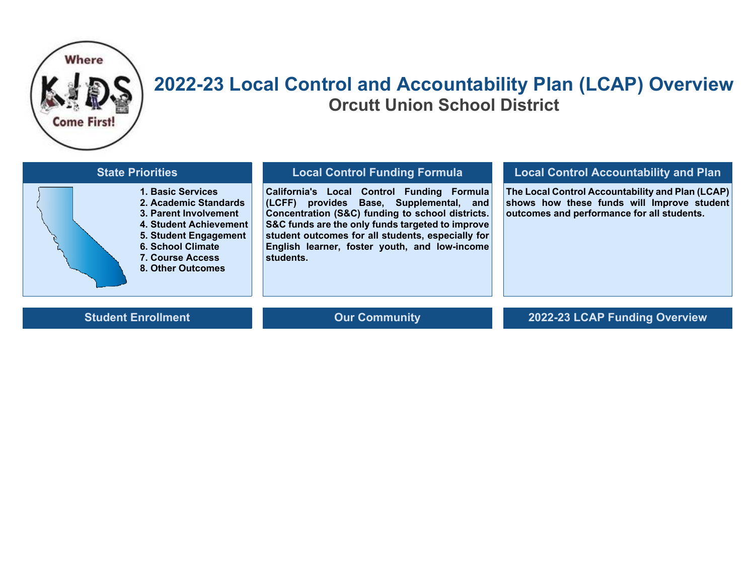# 2022-23 Local Control and Accountability Plan (LCAP) Overview

## Orcutt Union School District

### State Priorities

1. **Basic Services**
2. **Academic Standards**
3. **Parent Involvement**
4. **Student Achievement**
5. **Student Engagement**
6. **School Climate**
7. **Course Access**
8. **Other Outcomes**

### Local Control Funding Formula

**California's Local Control Funding Formula (LCFF) provides Base, Supplemental, and Concentration (S&C) funding to school districts. S&C funds are the only funds targeted to improve student outcomes for all students, especially for English learner, foster youth, and low-income students.**

### Local Control Accountability and Plan

**The Local Control Accountability and Plan (LCAP) shows how these funds will Improve student outcomes and performance for all students.**

### Student Enrollment

### Our Community

### 2022-23 LCAP Funding Overview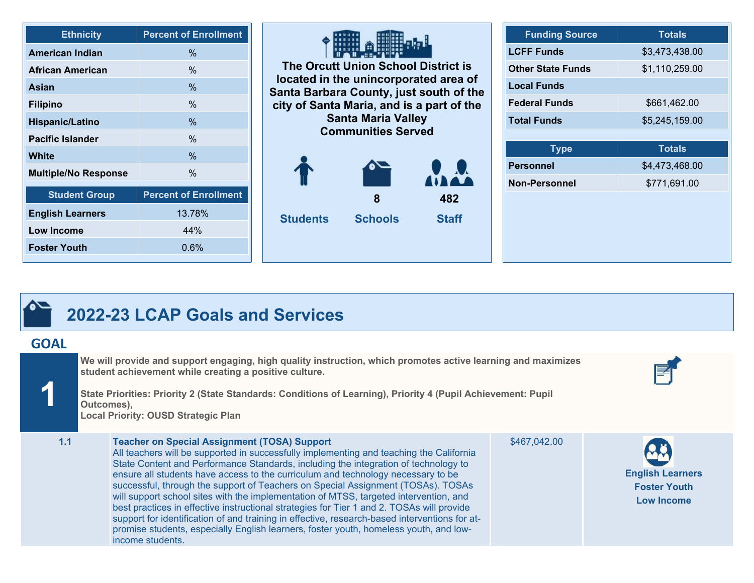| Ethnicity | Percent of Enrollment |
|---|---|
| American Indian | % |
| African American | % |
| Asian | % |
| Filipino | % |
| Hispanic/Latino | % |
| Pacific Islander | % |
| White | % |
| Multiple/No Response | % |

| Student Group | Percent of Enrollment |
|---|---|
| English Learners | 13.78% |
| Low Income | 44% |
| Foster Youth | 0.6% |

**The Orcutt Union School District is located in the unincorporated area of Santa Barbara County, just south of the city of Santa Maria, and is a part of the Santa Maria Valley Communities Served**

| Students | Schools | Staff |
|---|---|---|
| | 8 | 482 |

| Funding Source | Totals |
|---|---|
| LCFF Funds | $3,473,438.00 |
| Other State Funds | $1,110,259.00 |
| Local Funds | |
| Federal Funds | $661,462.00 |
| Total Funds | $5,245,159.00 |

| Type | Totals |
|---|---|
| Personnel | $4,473,468.00 |
| Non-Personnel | $771,691.00 |

# 2022-23 LCAP Goals and Services

## GOAL 1

**We will provide and support engaging, high quality instruction, which promotes active learning and maximizes student achievement while creating a positive culture.**

**State Priorities: Priority 2 (State Standards: Conditions of Learning), Priority 4 (Pupil Achievement: Pupil Outcomes),**
**Local Priority: OUSD Strategic Plan**

| | Action | Amount | Student Groups |
|---|---|---|---|
| 1.1 | **Teacher on Special Assignment (TOSA) Support** All teachers will be supported in successfully implementing and teaching the California State Content and Performance Standards, including the integration of technology to ensure all students have access to the curriculum and technology necessary to be successful, through the support of Teachers on Special Assignment (TOSAs). TOSAs will support school sites with the implementation of MTSS, targeted intervention, and best practices in effective instructional strategies for Tier 1 and 2. TOSAs will provide support for identification of and training in effective, research-based interventions for at-promise students, especially English learners, foster youth, homeless youth, and low-income students. | $467,042.00 | English Learners<br>Foster Youth<br>Low Income |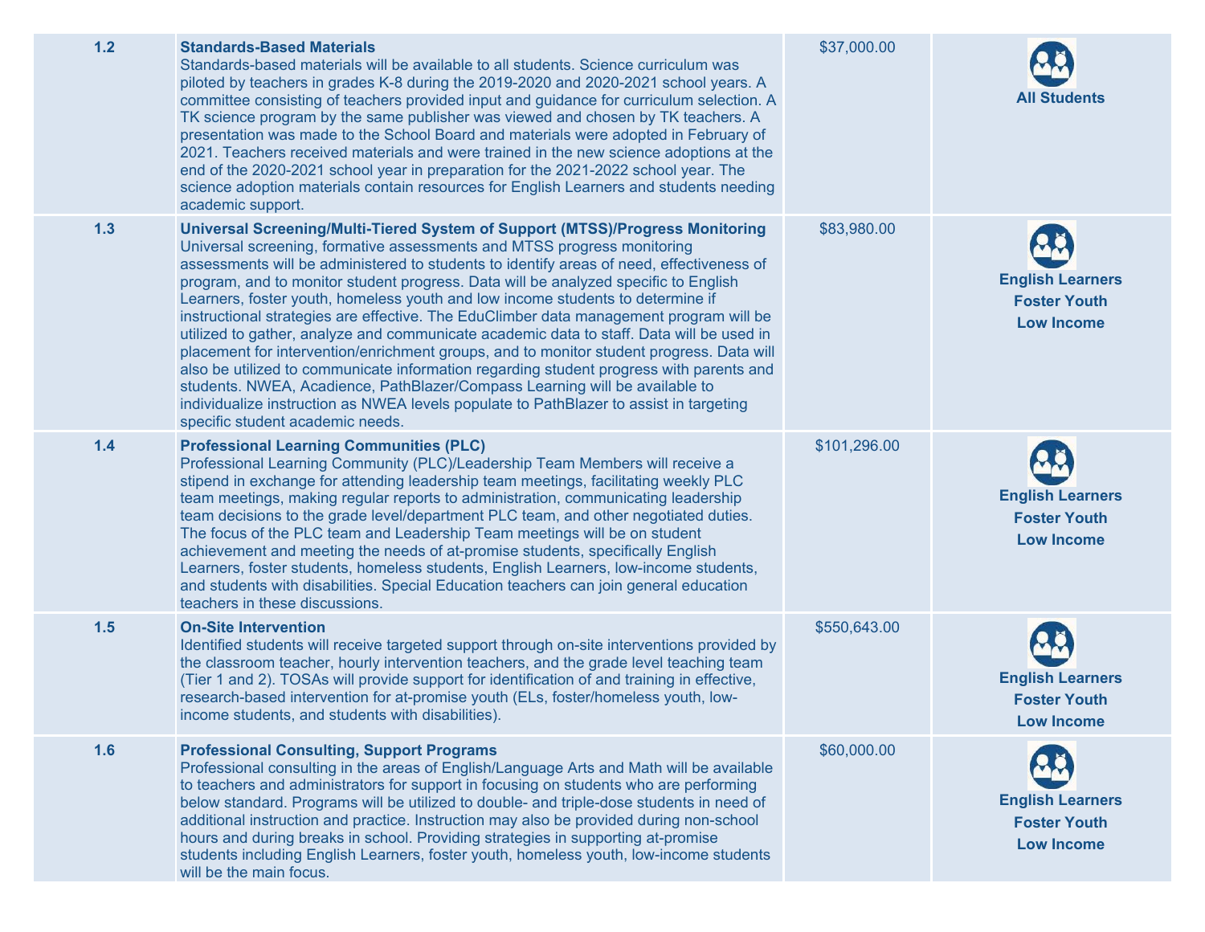| | | | |
|---|---|---|---|
| 1.2 | **Standards-Based Materials**<br>Standards-based materials will be available to all students. Science curriculum was piloted by teachers in grades K-8 during the 2019-2020 and 2020-2021 school years. A committee consisting of teachers provided input and guidance for curriculum selection. A TK science program by the same publisher was viewed and chosen by TK teachers. A presentation was made to the School Board and materials were adopted in February of 2021. Teachers received materials and were trained in the new science adoptions at the end of the 2020-2021 school year in preparation for the 2021-2022 school year. The science adoption materials contain resources for English Learners and students needing academic support. | $37,000.00 | **All Students** |
| 1.3 | **Universal Screening/Multi-Tiered System of Support (MTSS)/Progress Monitoring**<br>Universal screening, formative assessments and MTSS progress monitoring assessments will be administered to students to identify areas of need, effectiveness of program, and to monitor student progress. Data will be analyzed specific to English Learners, foster youth, homeless youth and low income students to determine if instructional strategies are effective. The EduClimber data management program will be utilized to gather, analyze and communicate academic data to staff. Data will be used in placement for intervention/enrichment groups, and to monitor student progress. Data will also be utilized to communicate information regarding student progress with parents and students. NWEA, Acadience, PathBlazer/Compass Learning will be available to individualize instruction as NWEA levels populate to PathBlazer to assist in targeting specific student academic needs. | $83,980.00 | **English Learners**<br>**Foster Youth**<br>**Low Income** |
| 1.4 | **Professional Learning Communities (PLC)**<br>Professional Learning Community (PLC)/Leadership Team Members will receive a stipend in exchange for attending leadership team meetings, facilitating weekly PLC team meetings, making regular reports to administration, communicating leadership team decisions to the grade level/department PLC team, and other negotiated duties. The focus of the PLC team and Leadership Team meetings will be on student achievement and meeting the needs of at-promise students, specifically English Learners, foster students, homeless students, English Learners, low-income students, and students with disabilities. Special Education teachers can join general education teachers in these discussions. | $101,296.00 | **English Learners**<br>**Foster Youth**<br>**Low Income** |
| 1.5 | **On-Site Intervention**<br>Identified students will receive targeted support through on-site interventions provided by the classroom teacher, hourly intervention teachers, and the grade level teaching team (Tier 1 and 2). TOSAs will provide support for identification of and training in effective, research-based intervention for at-promise youth (ELs, foster/homeless youth, low-income students, and students with disabilities). | $550,643.00 | **English Learners**<br>**Foster Youth**<br>**Low Income** |
| 1.6 | **Professional Consulting, Support Programs**<br>Professional consulting in the areas of English/Language Arts and Math will be available to teachers and administrators for support in focusing on students who are performing below standard. Programs will be utilized to double- and triple-dose students in need of additional instruction and practice. Instruction may also be provided during non-school hours and during breaks in school. Providing strategies in supporting at-promise students including English Learners, foster youth, homeless youth, low-income students will be the main focus. | $60,000.00 | **English Learners**<br>**Foster Youth**<br>**Low Income** |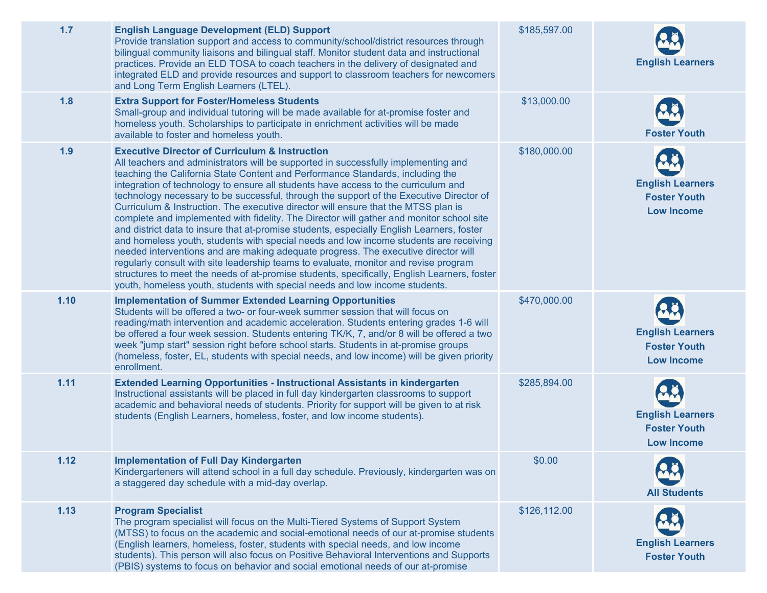| 1.7 | **English Language Development (ELD) Support**<br>Provide translation support and access to community/school/district resources through bilingual community liaisons and bilingual staff. Monitor student data and instructional practices. Provide an ELD TOSA to coach teachers in the delivery of designated and integrated ELD and provide resources and support to classroom teachers for newcomers and Long Term English Learners (LTEL). | $185,597.00 | **English Learners** |
|---|---|---|---|
| 1.8 | **Extra Support for Foster/Homeless Students**<br>Small-group and individual tutoring will be made available for at-promise foster and homeless youth. Scholarships to participate in enrichment activities will be made available to foster and homeless youth. | $13,000.00 | **Foster Youth** |
| 1.9 | **Executive Director of Curriculum & Instruction**<br>All teachers and administrators will be supported in successfully implementing and teaching the California State Content and Performance Standards, including the integration of technology to ensure all students have access to the curriculum and technology necessary to be successful, through the support of the Executive Director of Curriculum & Instruction. The executive director will ensure that the MTSS plan is complete and implemented with fidelity. The Director will gather and monitor school site and district data to insure that at-promise students, especially English Learners, foster and homeless youth, students with special needs and low income students are receiving needed interventions and are making adequate progress. The executive director will regularly consult with site leadership teams to evaluate, monitor and revise program structures to meet the needs of at-promise students, specifically, English Learners, foster youth, homeless youth, students with special needs and low income students. | $180,000.00 | **English Learners**<br>**Foster Youth**<br>**Low Income** |
| 1.10 | **Implementation of Summer Extended Learning Opportunities**<br>Students will be offered a two- or four-week summer session that will focus on reading/math intervention and academic acceleration. Students entering grades 1-6 will be offered a four week session. Students entering TK/K, 7, and/or 8 will be offered a two week "jump start" session right before school starts. Students in at-promise groups (homeless, foster, EL, students with special needs, and low income) will be given priority enrollment. | $470,000.00 | **English Learners**<br>**Foster Youth**<br>**Low Income** |
| 1.11 | **Extended Learning Opportunities - Instructional Assistants in kindergarten**<br>Instructional assistants will be placed in full day kindergarten classrooms to support academic and behavioral needs of students. Priority for support will be given to at risk students (English Learners, homeless, foster, and low income students). | $285,894.00 | **English Learners**<br>**Foster Youth**<br>**Low Income** |
| 1.12 | **Implementation of Full Day Kindergarten**<br>Kindergarteners will attend school in a full day schedule. Previously, kindergarten was on a staggered day schedule with a mid-day overlap. | $0.00 | **All Students** |
| 1.13 | **Program Specialist**<br>The program specialist will focus on the Multi-Tiered Systems of Support System (MTSS) to focus on the academic and social-emotional needs of our at-promise students (English learners, homeless, foster, students with special needs, and low income students). This person will also focus on Positive Behavioral Interventions and Supports (PBIS) systems to focus on behavior and social emotional needs of our at-promise | $126,112.00 | **English Learners**<br>**Foster Youth** |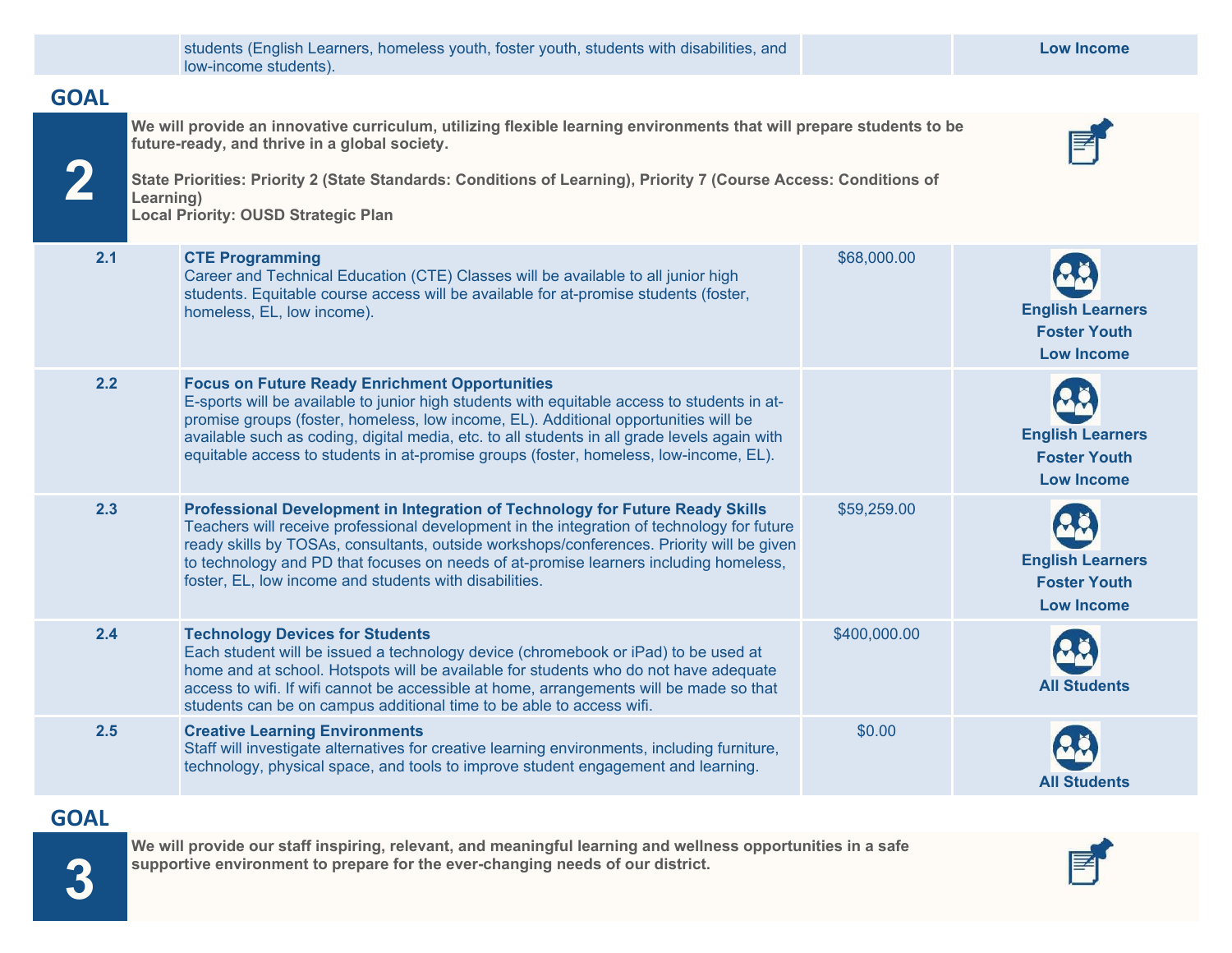| | | | |
|---|---|---|---|
| | students (English Learners, homeless youth, foster youth, students with disabilities, and low-income students). | | **Low Income** |

## GOAL 2

**We will provide an innovative curriculum, utilizing flexible learning environments that will prepare students to be future-ready, and thrive in a global society.**

**State Priorities: Priority 2 (State Standards: Conditions of Learning), Priority 7 (Course Access: Conditions of Learning)**
**Local Priority: OUSD Strategic Plan**

| | | | |
|---|---|---|---|
| 2.1 | **CTE Programming**<br>Career and Technical Education (CTE) Classes will be available to all junior high students. Equitable course access will be available for at-promise students (foster, homeless, EL, low income). | $68,000.00 | **English Learners**<br>**Foster Youth**<br>**Low Income** |
| 2.2 | **Focus on Future Ready Enrichment Opportunities**<br>E-sports will be available to junior high students with equitable access to students in at-promise groups (foster, homeless, low income, EL). Additional opportunities will be available such as coding, digital media, etc. to all students in all grade levels again with equitable access to students in at-promise groups (foster, homeless, low-income, EL). | | **English Learners**<br>**Foster Youth**<br>**Low Income** |
| 2.3 | **Professional Development in Integration of Technology for Future Ready Skills**<br>Teachers will receive professional development in the integration of technology for future ready skills by TOSAs, consultants, outside workshops/conferences. Priority will be given to technology and PD that focuses on needs of at-promise learners including homeless, foster, EL, low income and students with disabilities. | $59,259.00 | **English Learners**<br>**Foster Youth**<br>**Low Income** |
| 2.4 | **Technology Devices for Students**<br>Each student will be issued a technology device (chromebook or iPad) to be used at home and at school. Hotspots will be available for students who do not have adequate access to wifi. If wifi cannot be accessible at home, arrangements will be made so that students can be on campus additional time to be able to access wifi. | $400,000.00 | **All Students** |
| 2.5 | **Creative Learning Environments**<br>Staff will investigate alternatives for creative learning environments, including furniture, technology, physical space, and tools to improve student engagement and learning. | $0.00 | **All Students** |

## GOAL 3

**We will provide our staff inspiring, relevant, and meaningful learning and wellness opportunities in a safe supportive environment to prepare for the ever-changing needs of our district.**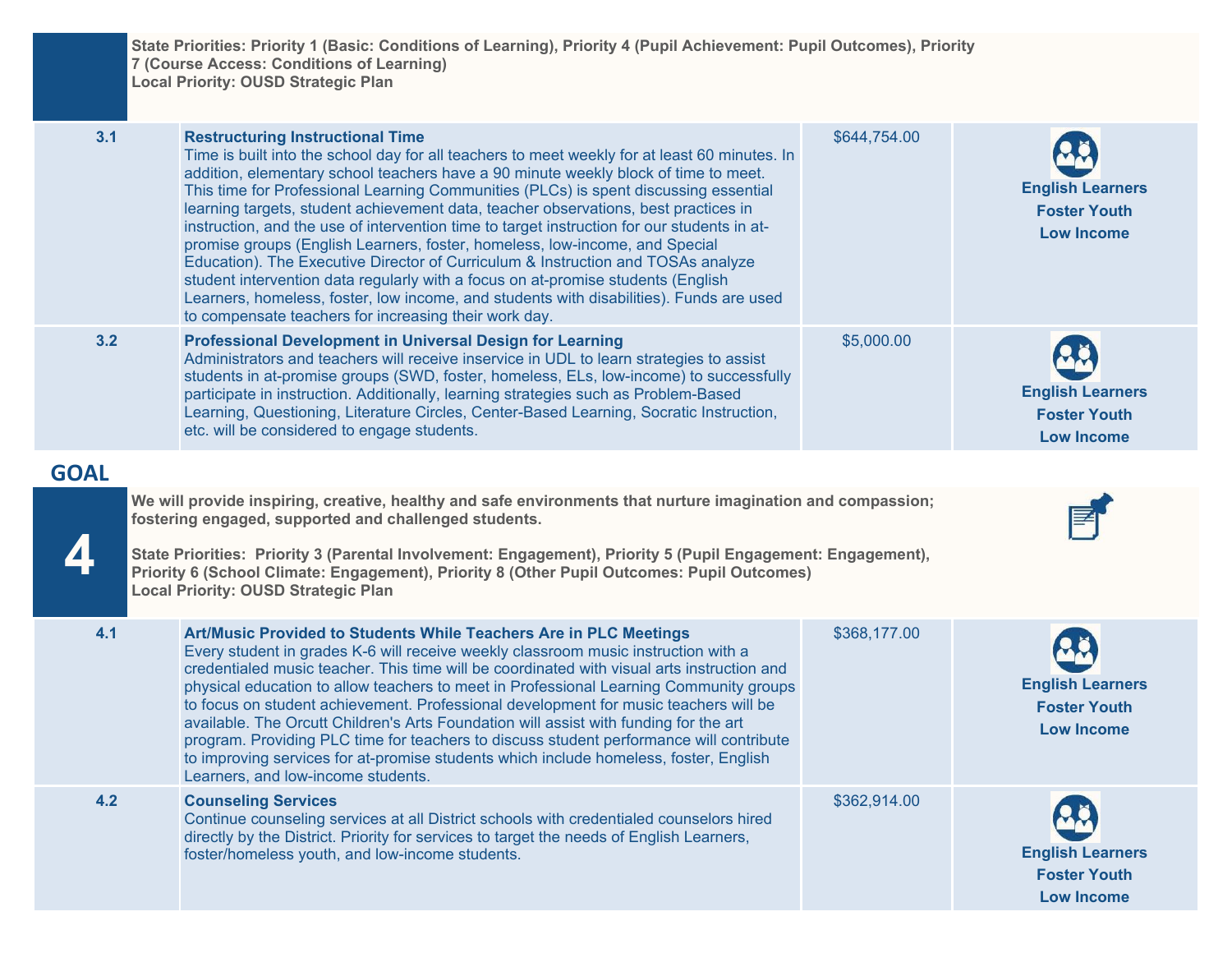State Priorities: Priority 1 (Basic: Conditions of Learning), Priority 4 (Pupil Achievement: Pupil Outcomes), Priority 7 (Course Access: Conditions of Learning)
Local Priority: OUSD Strategic Plan

| | | | |
|---|---|---|---|
| 3.1 | **Restructuring Instructional Time**<br>Time is built into the school day for all teachers to meet weekly for at least 60 minutes. In addition, elementary school teachers have a 90 minute weekly block of time to meet. This time for Professional Learning Communities (PLCs) is spent discussing essential learning targets, student achievement data, teacher observations, best practices in instruction, and the use of intervention time to target instruction for our students in at-promise groups (English Learners, foster, homeless, low-income, and Special Education). The Executive Director of Curriculum & Instruction and TOSAs analyze student intervention data regularly with a focus on at-promise students (English Learners, homeless, foster, low income, and students with disabilities). Funds are used to compensate teachers for increasing their work day. | $644,754.00 | English Learners<br>Foster Youth<br>Low Income |
| 3.2 | **Professional Development in Universal Design for Learning**<br>Administrators and teachers will receive inservice in UDL to learn strategies to assist students in at-promise groups (SWD, foster, homeless, ELs, low-income) to successfully participate in instruction. Additionally, learning strategies such as Problem-Based Learning, Questioning, Literature Circles, Center-Based Learning, Socratic Instruction, etc. will be considered to engage students. | $5,000.00 | English Learners<br>Foster Youth<br>Low Income |

## GOAL 4

**We will provide inspiring, creative, healthy and safe environments that nurture imagination and compassion; fostering engaged, supported and challenged students.**

**State Priorities: Priority 3 (Parental Involvement: Engagement), Priority 5 (Pupil Engagement: Engagement), Priority 6 (School Climate: Engagement), Priority 8 (Other Pupil Outcomes: Pupil Outcomes)**
**Local Priority: OUSD Strategic Plan**

| | | | |
|---|---|---|---|
| 4.1 | **Art/Music Provided to Students While Teachers Are in PLC Meetings**<br>Every student in grades K-6 will receive weekly classroom music instruction with a credentialed music teacher. This time will be coordinated with visual arts instruction and physical education to allow teachers to meet in Professional Learning Community groups to focus on student achievement. Professional development for music teachers will be available. The Orcutt Children's Arts Foundation will assist with funding for the art program. Providing PLC time for teachers to discuss student performance will contribute to improving services for at-promise students which include homeless, foster, English Learners, and low-income students. | $368,177.00 | English Learners<br>Foster Youth<br>Low Income |
| 4.2 | **Counseling Services**<br>Continue counseling services at all District schools with credentialed counselors hired directly by the District. Priority for services to target the needs of English Learners, foster/homeless youth, and low-income students. | $362,914.00 | English Learners<br>Foster Youth<br>Low Income |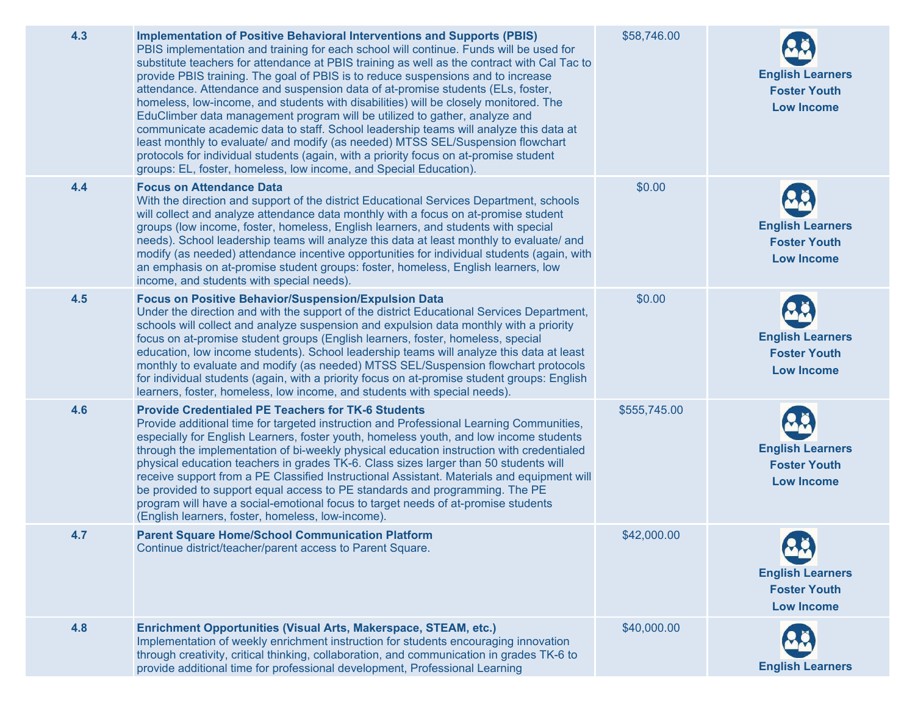| | | | |
|---|---|---|---|
| 4.3 | **Implementation of Positive Behavioral Interventions and Supports (PBIS)**<br>PBIS implementation and training for each school will continue. Funds will be used for substitute teachers for attendance at PBIS training as well as the contract with Cal Tac to provide PBIS training. The goal of PBIS is to reduce suspensions and to increase attendance. Attendance and suspension data of at-promise students (ELs, foster, homeless, low-income, and students with disabilities) will be closely monitored. The EduClimber data management program will be utilized to gather, analyze and communicate academic data to staff. School leadership teams will analyze this data at least monthly to evaluate/ and modify (as needed) MTSS SEL/Suspension flowchart protocols for individual students (again, with a priority focus on at-promise student groups: EL, foster, homeless, low income, and Special Education). | $58,746.00 | **English Learners**<br>**Foster Youth**<br>**Low Income** |
| 4.4 | **Focus on Attendance Data**<br>With the direction and support of the district Educational Services Department, schools will collect and analyze attendance data monthly with a focus on at-promise student groups (low income, foster, homeless, English learners, and students with special needs). School leadership teams will analyze this data at least monthly to evaluate/ and modify (as needed) attendance incentive opportunities for individual students (again, with an emphasis on at-promise student groups: foster, homeless, English learners, low income, and students with special needs). | $0.00 | **English Learners**<br>**Foster Youth**<br>**Low Income** |
| 4.5 | **Focus on Positive Behavior/Suspension/Expulsion Data**<br>Under the direction and with the support of the district Educational Services Department, schools will collect and analyze suspension and expulsion data monthly with a priority focus on at-promise student groups (English learners, foster, homeless, special education, low income students). School leadership teams will analyze this data at least monthly to evaluate and modify (as needed) MTSS SEL/Suspension flowchart protocols for individual students (again, with a priority focus on at-promise student groups: English learners, foster, homeless, low income, and students with special needs). | $0.00 | **English Learners**<br>**Foster Youth**<br>**Low Income** |
| 4.6 | **Provide Credentialed PE Teachers for TK-6 Students**<br>Provide additional time for targeted instruction and Professional Learning Communities, especially for English Learners, foster youth, homeless youth, and low income students through the implementation of bi-weekly physical education instruction with credentialed physical education teachers in grades TK-6. Class sizes larger than 50 students will receive support from a PE Classified Instructional Assistant. Materials and equipment will be provided to support equal access to PE standards and programming. The PE program will have a social-emotional focus to target needs of at-promise students (English learners, foster, homeless, low-income). | $555,745.00 | **English Learners**<br>**Foster Youth**<br>**Low Income** |
| 4.7 | **Parent Square Home/School Communication Platform**<br>Continue district/teacher/parent access to Parent Square. | $42,000.00 | **English Learners**<br>**Foster Youth**<br>**Low Income** |
| 4.8 | **Enrichment Opportunities (Visual Arts, Makerspace, STEAM, etc.)**<br>Implementation of weekly enrichment instruction for students encouraging innovation through creativity, critical thinking, collaboration, and communication in grades TK-6 to provide additional time for professional development, Professional Learning | $40,000.00 | **English Learners** |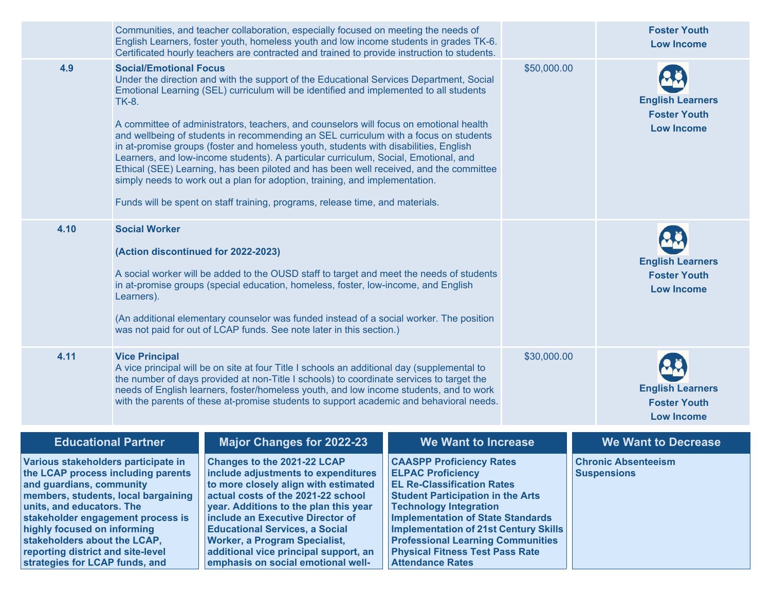| | | | |
|---|---|---|---|
| | Communities, and teacher collaboration, especially focused on meeting the needs of English Learners, foster youth, homeless youth and low income students in grades TK-6. Certificated hourly teachers are contracted and trained to provide instruction to students. | | **Foster Youth**<br>**Low Income** |
| **4.9** | **Social/Emotional Focus**<br>Under the direction and with the support of the Educational Services Department, Social Emotional Learning (SEL) curriculum will be identified and implemented to all students TK-8.<br><br>A committee of administrators, teachers, and counselors will focus on emotional health and wellbeing of students in recommending an SEL curriculum with a focus on students in at-promise groups (foster and homeless youth, students with disabilities, English Learners, and low-income students). A particular curriculum, Social, Emotional, and Ethical (SEE) Learning, has been piloted and has been well received, and the committee simply needs to work out a plan for adoption, training, and implementation.<br><br>Funds will be spent on staff training, programs, release time, and materials. | $50,000.00 | **English Learners**<br>**Foster Youth**<br>**Low Income** |
| **4.10** | **Social Worker**<br><br>**(Action discontinued for 2022-2023)**<br><br>A social worker will be added to the OUSD staff to target and meet the needs of students in at-promise groups (special education, homeless, foster, low-income, and English Learners).<br><br>(An additional elementary counselor was funded instead of a social worker. The position was not paid for out of LCAP funds. See note later in this section.) | | **English Learners**<br>**Foster Youth**<br>**Low Income** |
| **4.11** | **Vice Principal**<br>A vice principal will be on site at four Title I schools an additional day (supplemental to the number of days provided at non-Title I schools) to coordinate services to target the needs of English learners, foster/homeless youth, and low income students, and to work with the parents of these at-promise students to support academic and behavioral needs. | $30,000.00 | **English Learners**<br>**Foster Youth**<br>**Low Income** |

| Educational Partner | Major Changes for 2022-23 | We Want to Increase | We Want to Decrease |
|---|---|---|---|
| **Various stakeholders participate in the LCAP process including parents and guardians, community members, students, local bargaining units, and educators. The stakeholder engagement process is highly focused on informing stakeholders about the LCAP, reporting district and site-level strategies for LCAP funds, and** | **Changes to the 2021-22 LCAP include adjustments to expenditures to more closely align with estimated actual costs of the 2021-22 school year. Additions to the plan this year include an Executive Director of Educational Services, a Social Worker, a Program Specialist, additional vice principal support, an emphasis on social emotional well-** | **CAASPP Proficiency Rates**<br>**ELPAC Proficiency**<br>**EL Re-Classification Rates**<br>**Student Participation in the Arts**<br>**Technology Integration**<br>**Implementation of State Standards**<br>**Implementation of 21st Century Skills**<br>**Professional Learning Communities**<br>**Physical Fitness Test Pass Rate**<br>**Attendance Rates** | **Chronic Absenteeism**<br>**Suspensions** |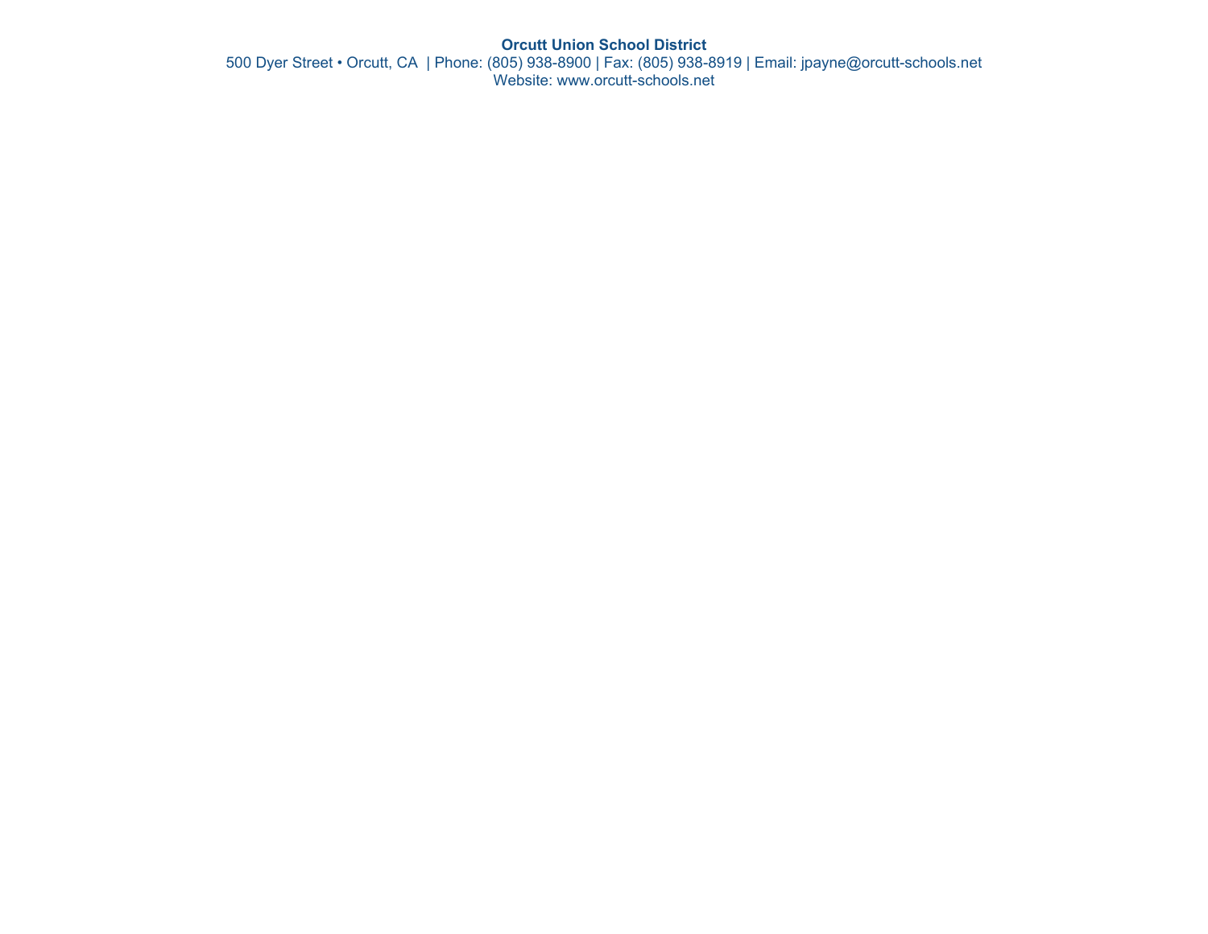**Orcutt Union School District**

500 Dyer Street • Orcutt, CA | Phone: (805) 938-8900 | Fax: (805) 938-8919 | Email: jpayne@orcutt-schools.net

Website: www.orcutt-schools.net